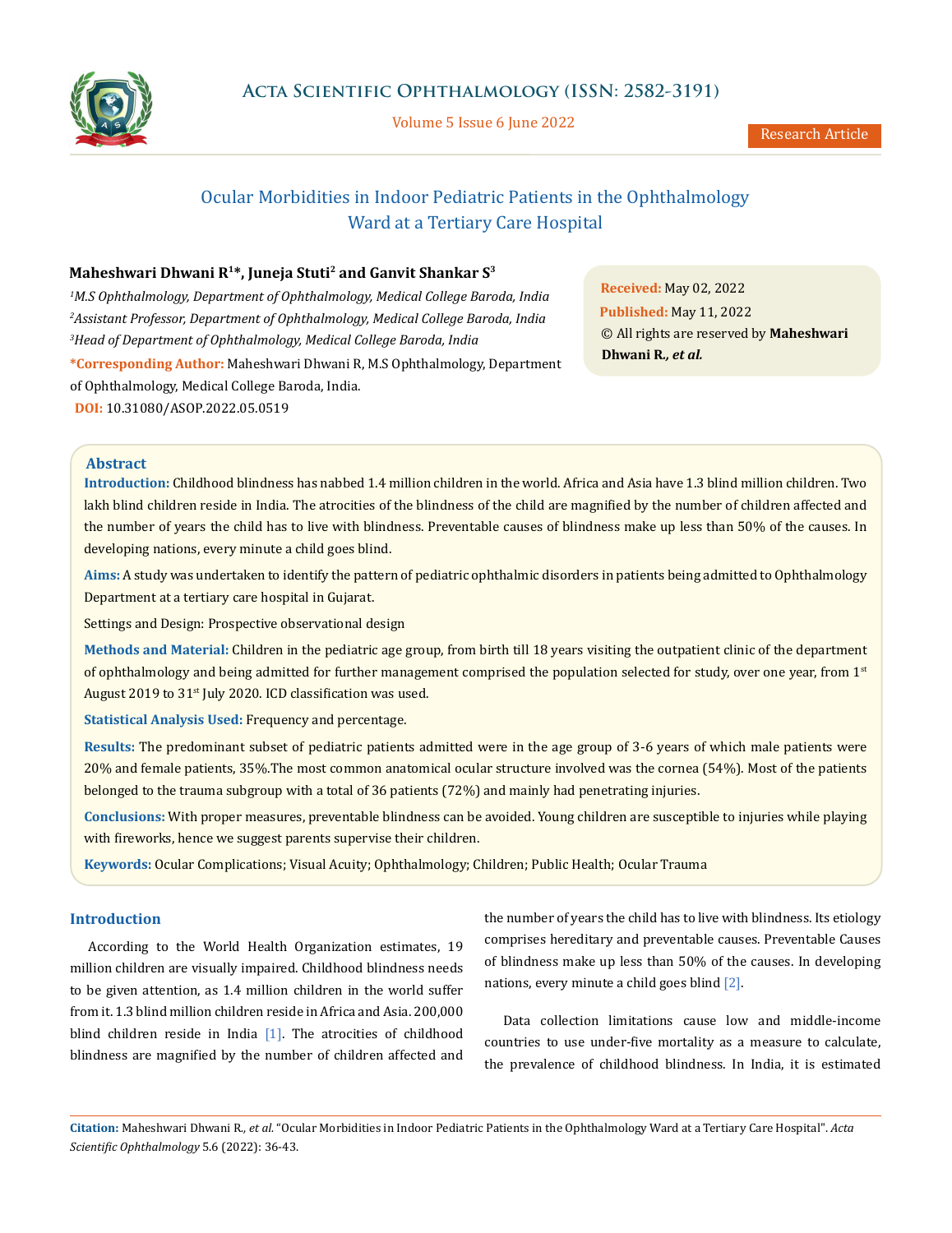# Ocular Morbidities in Indoor Pediatric Patients in the Ophthalmology Ward at a Tertiary Care Hospital

**Maheshwari Dhwani R[1]*, Juneja Stuti[2] and Ganvit Shankar S[3]**

[1]*M.S Ophthalmology, Department of Ophthalmology, Medical College Baroda, India*

[2]*Assistant Professor, Department of Ophthalmology, Medical College Baroda, India*

[3]*Head of Department of Ophthalmology, Medical College Baroda, India*

**\*Corresponding Author:** Maheshwari Dhwani R, M.S Ophthalmology, Department of Ophthalmology, Medical College Baroda, India.

**DOI:** 10.31080/ASOP.2022.05.0519

**Received:** May 02, 2022

**Published:** May 11, 2022

© All rights are reserved by **Maheshwari Dhwani R.*, et al.***

## Abstract

**Introduction:** Childhood blindness has nabbed 1.4 million children in the world. Africa and Asia have 1.3 blind million children. Two lakh blind children reside in India. The atrocities of the blindness of the child are magnified by the number of children affected and the number of years the child has to live with blindness. Preventable causes of blindness make up less than 50% of the causes. In developing nations, every minute a child goes blind.

**Aims:** A study was undertaken to identify the pattern of pediatric ophthalmic disorders in patients being admitted to Ophthalmology Department at a tertiary care hospital in Gujarat.

Settings and Design: Prospective observational design

**Methods and Material:** Children in the pediatric age group, from birth till 18 years visiting the outpatient clinic of the department of ophthalmology and being admitted for further management comprised the population selected for study, over one year, from 1st August 2019 to 31st July 2020. ICD classification was used.

**Statistical Analysis Used:** Frequency and percentage.

**Results:** The predominant subset of pediatric patients admitted were in the age group of 3-6 years of which male patients were 20% and female patients, 35%.The most common anatomical ocular structure involved was the cornea (54%). Most of the patients belonged to the trauma subgroup with a total of 36 patients (72%) and mainly had penetrating injuries.

**Conclusions:** With proper measures, preventable blindness can be avoided. Young children are susceptible to injuries while playing with fireworks, hence we suggest parents supervise their children.

**Keywords:** Ocular Complications; Visual Acuity; Ophthalmology; Children; Public Health; Ocular Trauma

## Introduction

According to the World Health Organization estimates, 19 million children are visually impaired. Childhood blindness needs to be given attention, as 1.4 million children in the world suffer from it. 1.3 blind million children reside in Africa and Asia. 200,000 blind children reside in India [1]. The atrocities of childhood blindness are magnified by the number of children affected and the number of years the child has to live with blindness. Its etiology comprises hereditary and preventable causes. Preventable Causes of blindness make up less than 50% of the causes. In developing nations, every minute a child goes blind [2].

Data collection limitations cause low and middle-income countries to use under-five mortality as a measure to calculate, the prevalence of childhood blindness. In India, it is estimated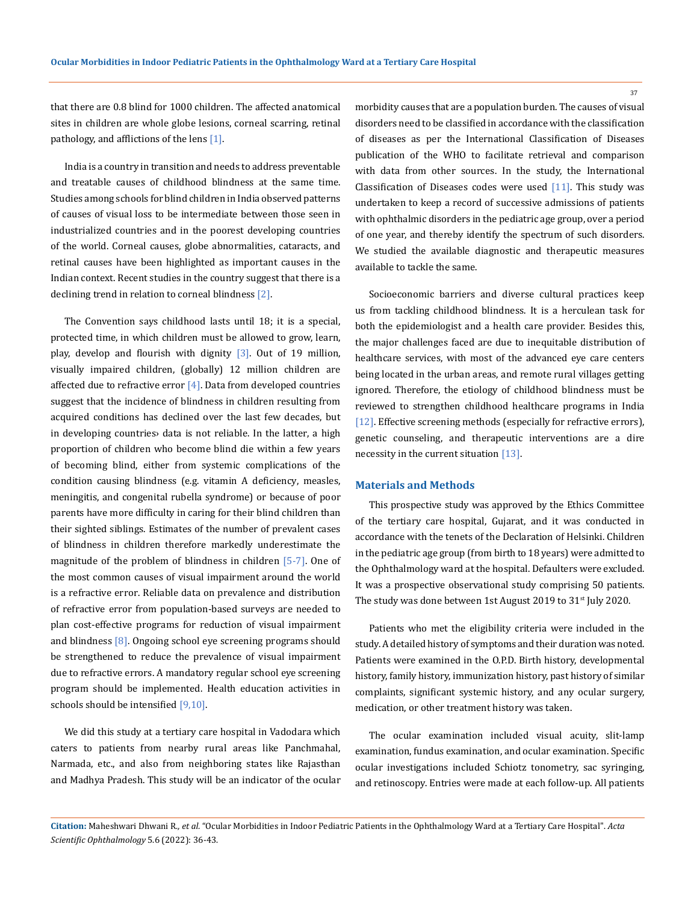that there are 0.8 blind for 1000 children. The affected anatomical sites in children are whole globe lesions, corneal scarring, retinal pathology, and afflictions of the lens [1].

India is a country in transition and needs to address preventable and treatable causes of childhood blindness at the same time. Studies among schools for blind children in India observed patterns of causes of visual loss to be intermediate between those seen in industrialized countries and in the poorest developing countries of the world. Corneal causes, globe abnormalities, cataracts, and retinal causes have been highlighted as important causes in the Indian context. Recent studies in the country suggest that there is a declining trend in relation to corneal blindness [2].

The Convention says childhood lasts until 18; it is a special, protected time, in which children must be allowed to grow, learn, play, develop and flourish with dignity [3]. Out of 19 million, visually impaired children, (globally) 12 million children are affected due to refractive error [4]. Data from developed countries suggest that the incidence of blindness in children resulting from acquired conditions has declined over the last few decades, but in developing countries› data is not reliable. In the latter, a high proportion of children who become blind die within a few years of becoming blind, either from systemic complications of the condition causing blindness (e.g. vitamin A deficiency, measles, meningitis, and congenital rubella syndrome) or because of poor parents have more difficulty in caring for their blind children than their sighted siblings. Estimates of the number of prevalent cases of blindness in children therefore markedly underestimate the magnitude of the problem of blindness in children [5-7]. One of the most common causes of visual impairment around the world is a refractive error. Reliable data on prevalence and distribution of refractive error from population-based surveys are needed to plan cost-effective programs for reduction of visual impairment and blindness [8]. Ongoing school eye screening programs should be strengthened to reduce the prevalence of visual impairment due to refractive errors. A mandatory regular school eye screening program should be implemented. Health education activities in schools should be intensified [9,10].

We did this study at a tertiary care hospital in Vadodara which caters to patients from nearby rural areas like Panchmahal, Narmada, etc., and also from neighboring states like Rajasthan and Madhya Pradesh. This study will be an indicator of the ocular morbidity causes that are a population burden. The causes of visual disorders need to be classified in accordance with the classification of diseases as per the International Classification of Diseases publication of the WHO to facilitate retrieval and comparison with data from other sources. In the study, the International Classification of Diseases codes were used [11]. This study was undertaken to keep a record of successive admissions of patients with ophthalmic disorders in the pediatric age group, over a period of one year, and thereby identify the spectrum of such disorders. We studied the available diagnostic and therapeutic measures available to tackle the same.

Socioeconomic barriers and diverse cultural practices keep us from tackling childhood blindness. It is a herculean task for both the epidemiologist and a health care provider. Besides this, the major challenges faced are due to inequitable distribution of healthcare services, with most of the advanced eye care centers being located in the urban areas, and remote rural villages getting ignored. Therefore, the etiology of childhood blindness must be reviewed to strengthen childhood healthcare programs in India [12]. Effective screening methods (especially for refractive errors), genetic counseling, and therapeutic interventions are a dire necessity in the current situation [13].

## Materials and Methods

This prospective study was approved by the Ethics Committee of the tertiary care hospital, Gujarat, and it was conducted in accordance with the tenets of the Declaration of Helsinki. Children in the pediatric age group (from birth to 18 years) were admitted to the Ophthalmology ward at the hospital. Defaulters were excluded. It was a prospective observational study comprising 50 patients. The study was done between 1st August 2019 to 31st July 2020.

Patients who met the eligibility criteria were included in the study. A detailed history of symptoms and their duration was noted. Patients were examined in the O.P.D. Birth history, developmental history, family history, immunization history, past history of similar complaints, significant systemic history, and any ocular surgery, medication, or other treatment history was taken.

The ocular examination included visual acuity, slit-lamp examination, fundus examination, and ocular examination. Specific ocular investigations included Schiotz tonometry, sac syringing, and retinoscopy. Entries were made at each follow-up. All patients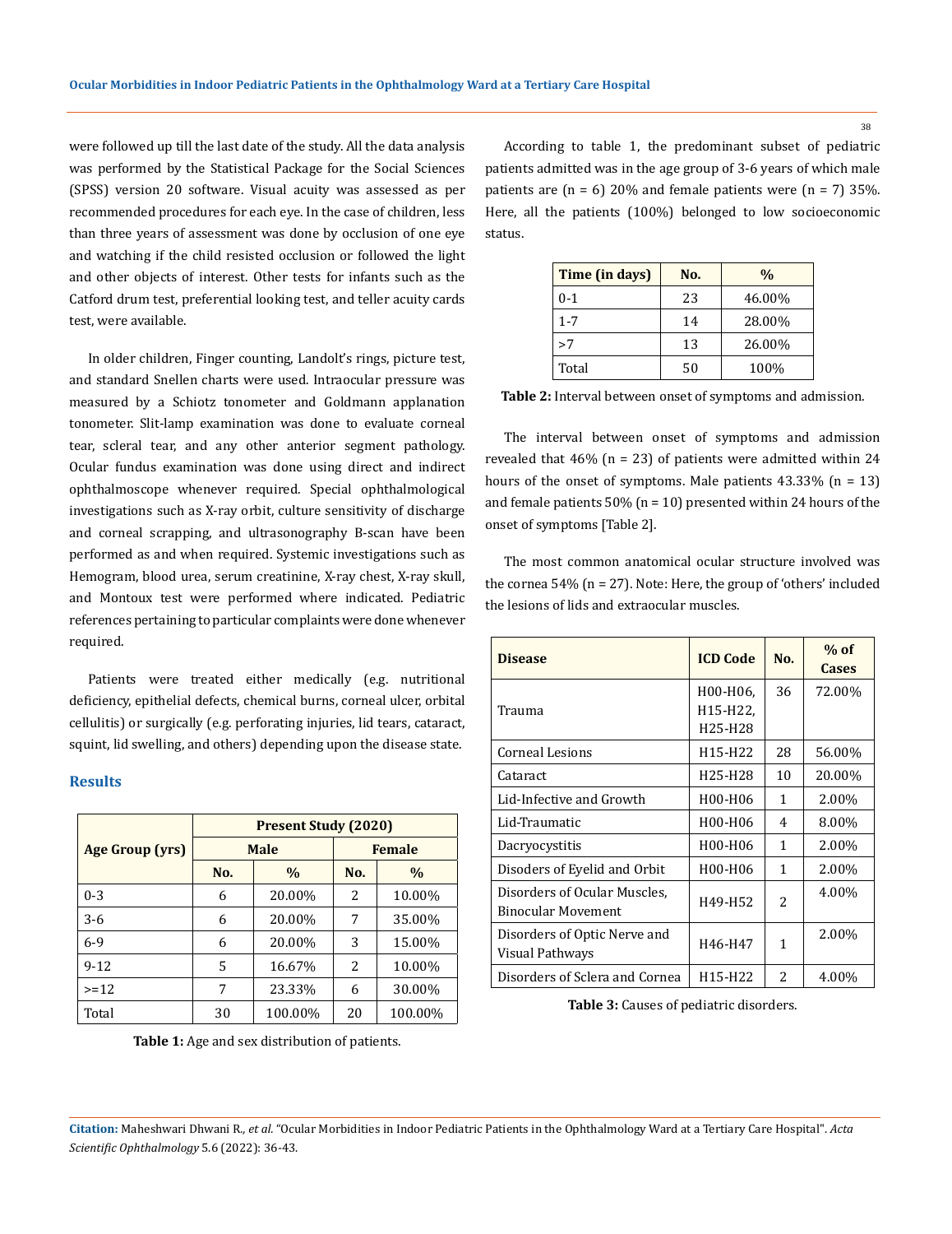were followed up till the last date of the study. All the data analysis was performed by the Statistical Package for the Social Sciences (SPSS) version 20 software. Visual acuity was assessed as per recommended procedures for each eye. In the case of children, less than three years of assessment was done by occlusion of one eye and watching if the child resisted occlusion or followed the light and other objects of interest. Other tests for infants such as the Catford drum test, preferential looking test, and teller acuity cards test, were available.

In older children, Finger counting, Landolt's rings, picture test, and standard Snellen charts were used. Intraocular pressure was measured by a Schiotz tonometer and Goldmann applanation tonometer. Slit-lamp examination was done to evaluate corneal tear, scleral tear, and any other anterior segment pathology. Ocular fundus examination was done using direct and indirect ophthalmoscope whenever required. Special ophthalmological investigations such as X-ray orbit, culture sensitivity of discharge and corneal scrapping, and ultrasonography B-scan have been performed as and when required. Systemic investigations such as Hemogram, blood urea, serum creatinine, X-ray chest, X-ray skull, and Montoux test were performed where indicated. Pediatric references pertaining to particular complaints were done whenever required.

Patients were treated either medically (e.g. nutritional deficiency, epithelial defects, chemical burns, corneal ulcer, orbital cellulitis) or surgically (e.g. perforating injuries, lid tears, cataract, squint, lid swelling, and others) depending upon the disease state.

## Results

| Age Group (yrs) | Present Study (2020) | | | |
|---|---|---|---|---|
| | Male | | Female | |
| | No. | % | No. | % |
| 0-3 | 6 | 20.00% | 2 | 10.00% |
| 3-6 | 6 | 20.00% | 7 | 35.00% |
| 6-9 | 6 | 20.00% | 3 | 15.00% |
| 9-12 | 5 | 16.67% | 2 | 10.00% |
| >=12 | 7 | 23.33% | 6 | 30.00% |
| Total | 30 | 100.00% | 20 | 100.00% |

**Table 1:** Age and sex distribution of patients.

According to table 1, the predominant subset of pediatric patients admitted was in the age group of 3-6 years of which male patients are (n = 6) 20% and female patients were (n = 7) 35%. Here, all the patients (100%) belonged to low socioeconomic status.

| Time (in days) | No. | % |
|---|---|---|
| 0-1 | 23 | 46.00% |
| 1-7 | 14 | 28.00% |
| >7 | 13 | 26.00% |
| Total | 50 | 100% |

**Table 2:** Interval between onset of symptoms and admission.

The interval between onset of symptoms and admission revealed that 46% (n = 23) of patients were admitted within 24 hours of the onset of symptoms. Male patients 43.33% (n = 13) and female patients 50% (n = 10) presented within 24 hours of the onset of symptoms [Table 2].

The most common anatomical ocular structure involved was the cornea 54% (n = 27). Note: Here, the group of 'others' included the lesions of lids and extraocular muscles.

| Disease | ICD Code | No. | % of Cases |
|---|---|---|---|
| Trauma | H00-H06, H15-H22, H25-H28 | 36 | 72.00% |
| Corneal Lesions | H15-H22 | 28 | 56.00% |
| Cataract | H25-H28 | 10 | 20.00% |
| Lid-Infective and Growth | H00-H06 | 1 | 2.00% |
| Lid-Traumatic | H00-H06 | 4 | 8.00% |
| Dacryocystitis | H00-H06 | 1 | 2.00% |
| Disoders of Eyelid and Orbit | H00-H06 | 1 | 2.00% |
| Disorders of Ocular Muscles, Binocular Movement | H49-H52 | 2 | 4.00% |
| Disorders of Optic Nerve and Visual Pathways | H46-H47 | 1 | 2.00% |
| Disorders of Sclera and Cornea | H15-H22 | 2 | 4.00% |

**Table 3:** Causes of pediatric disorders.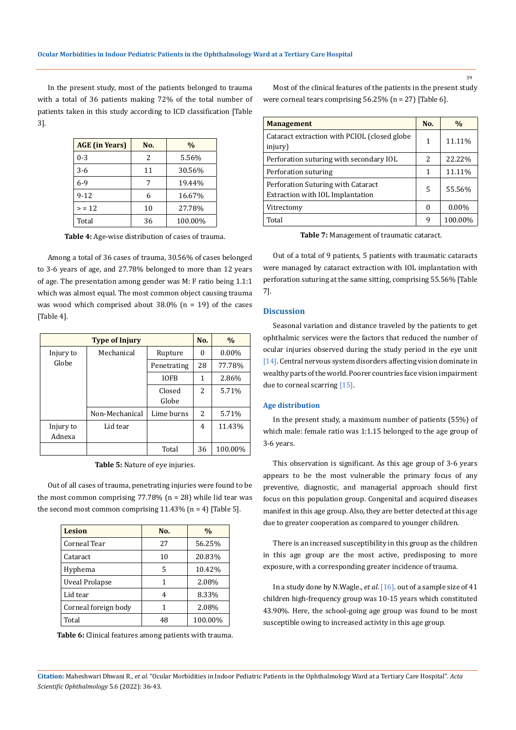In the present study, most of the patients belonged to trauma with a total of 36 patients making 72% of the total number of patients taken in this study according to ICD classification [Table 3].

| AGE (in Years) | No. | % |
|---|---|---|
| 0-3 | 2 | 5.56% |
| 3-6 | 11 | 30.56% |
| 6-9 | 7 | 19.44% |
| 9-12 | 6 | 16.67% |
| > = 12 | 10 | 27.78% |
| Total | 36 | 100.00% |

**Table 4:** Age-wise distribution of cases of trauma.

Among a total of 36 cases of trauma, 30.56% of cases belonged to 3-6 years of age, and 27.78% belonged to more than 12 years of age. The presentation among gender was M: F ratio being 1.1:1 which was almost equal. The most common object causing trauma was wood which comprised about 38.0% (n = 19) of the cases [Table 4].

| Type of Injury | | | No. | % |
|---|---|---|---|---|
| Injury to Globe | Mechanical | Rupture | 0 | 0.00% |
| | | Penetrating | 28 | 77.78% |
| | | IOFB | 1 | 2.86% |
| | | Closed Globe | 2 | 5.71% |
| | Non-Mechanical | Lime burns | 2 | 5.71% |
| Injury to Adnexa | Lid tear | | 4 | 11.43% |
| | | Total | 36 | 100.00% |

**Table 5:** Nature of eye injuries.

Out of all cases of trauma, penetrating injuries were found to be the most common comprising 77.78% (n = 28) while lid tear was the second most common comprising 11.43% (n = 4) [Table 5].

| Lesion | No. | % |
|---|---|---|
| Corneal Tear | 27 | 56.25% |
| Cataract | 10 | 20.83% |
| Hyphema | 5 | 10.42% |
| Uveal Prolapse | 1 | 2.08% |
| Lid tear | 4 | 8.33% |
| Corneal foreign body | 1 | 2.08% |
| Total | 48 | 100.00% |

**Table 6:** Clinical features among patients with trauma.

Most of the clinical features of the patients in the present study were corneal tears comprising 56.25% (n = 27) [Table 6].

| Management | No. | % |
|---|---|---|
| Cataract extraction with PCIOL (closed globe injury) | 1 | 11.11% |
| Perforation suturing with secondary IOL | 2 | 22.22% |
| Perforation suturing | 1 | 11.11% |
| Perforation Suturing with Cataract Extraction with IOL Implantation | 5 | 55.56% |
| Vitrectomy | 0 | 0.00% |
| Total | 9 | 100.00% |

**Table 7:** Management of traumatic cataract.

Out of a total of 9 patients, 5 patients with traumatic cataracts were managed by cataract extraction with IOL implantation with perforation suturing at the same sitting, comprising 55.56% [Table 7].

## Discussion

Seasonal variation and distance traveled by the patients to get ophthalmic services were the factors that reduced the number of ocular injuries observed during the study period in the eye unit [14]. Central nervous system disorders affecting vision dominate in wealthy parts of the world. Poorer countries face vision impairment due to corneal scarring [15].

### Age distribution

In the present study, a maximum number of patients (55%) of which male: female ratio was 1:1.15 belonged to the age group of 3-6 years.

This observation is significant. As this age group of 3-6 years appears to be the most vulnerable the primary focus of any preventive, diagnostic, and managerial approach should first focus on this population group. Congenital and acquired diseases manifest in this age group. Also, they are better detected at this age due to greater cooperation as compared to younger children.

There is an increased susceptibility in this group as the children in this age group are the most active, predisposing to more exposure, with a corresponding greater incidence of trauma.

In a study done by N.Wagle., *et al*. [16]. out of a sample size of 41 children high-frequency group was 10-15 years which constituted 43.90%. Here, the school-going age group was found to be most susceptible owing to increased activity in this age group.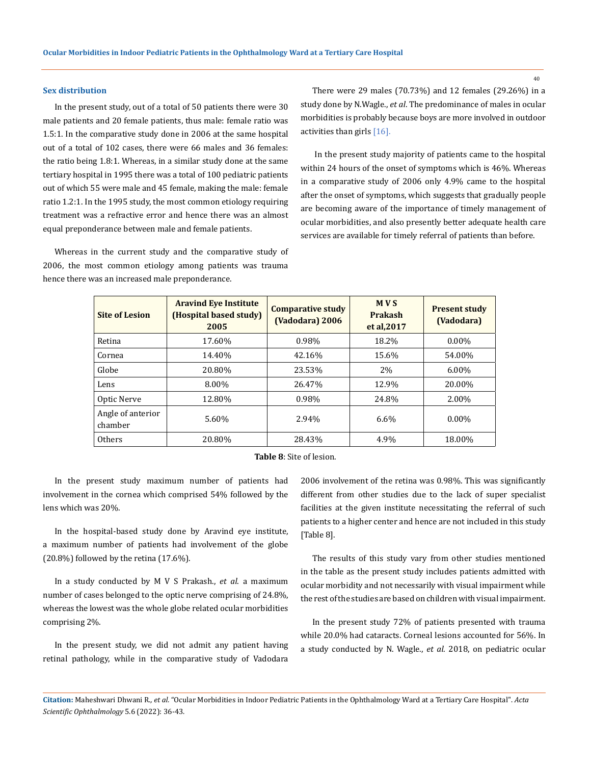### Sex distribution

In the present study, out of a total of 50 patients there were 30 male patients and 20 female patients, thus male: female ratio was 1.5:1. In the comparative study done in 2006 at the same hospital out of a total of 102 cases, there were 66 males and 36 females: the ratio being 1.8:1. Whereas, in a similar study done at the same tertiary hospital in 1995 there was a total of 100 pediatric patients out of which 55 were male and 45 female, making the male: female ratio 1.2:1. In the 1995 study, the most common etiology requiring treatment was a refractive error and hence there was an almost equal preponderance between male and female patients.

Whereas in the current study and the comparative study of 2006, the most common etiology among patients was trauma hence there was an increased male preponderance.

There were 29 males (70.73%) and 12 females (29.26%) in a study done by N.Wagle., *et al*. The predominance of males in ocular morbidities is probably because boys are more involved in outdoor activities than girls [16].

In the present study majority of patients came to the hospital within 24 hours of the onset of symptoms which is 46%. Whereas in a comparative study of 2006 only 4.9% came to the hospital after the onset of symptoms, which suggests that gradually people are becoming aware of the importance of timely management of ocular morbidities, and also presently better adequate health care services are available for timely referral of patients than before.

| Site of Lesion | Aravind Eye Institute (Hospital based study) 2005 | Comparative study (Vadodara) 2006 | M V S Prakash et al,2017 | Present study (Vadodara) |
|---|---|---|---|---|
| Retina | 17.60% | 0.98% | 18.2% | 0.00% |
| Cornea | 14.40% | 42.16% | 15.6% | 54.00% |
| Globe | 20.80% | 23.53% | 2% | 6.00% |
| Lens | 8.00% | 26.47% | 12.9% | 20.00% |
| Optic Nerve | 12.80% | 0.98% | 24.8% | 2.00% |
| Angle of anterior chamber | 5.60% | 2.94% | 6.6% | 0.00% |
| Others | 20.80% | 28.43% | 4.9% | 18.00% |

**Table 8**: Site of lesion.

In the present study maximum number of patients had involvement in the cornea which comprised 54% followed by the lens which was 20%.

In the hospital-based study done by Aravind eye institute, a maximum number of patients had involvement of the globe (20.8%) followed by the retina (17.6%).

In a study conducted by M V S Prakash., *et al*. a maximum number of cases belonged to the optic nerve comprising of 24.8%, whereas the lowest was the whole globe related ocular morbidities comprising 2%.

In the present study, we did not admit any patient having retinal pathology, while in the comparative study of Vadodara 2006 involvement of the retina was 0.98%. This was significantly different from other studies due to the lack of super specialist facilities at the given institute necessitating the referral of such patients to a higher center and hence are not included in this study [Table 8].

The results of this study vary from other studies mentioned in the table as the present study includes patients admitted with ocular morbidity and not necessarily with visual impairment while the rest of the studies are based on children with visual impairment.

In the present study 72% of patients presented with trauma while 20.0% had cataracts. Corneal lesions accounted for 56%. In a study conducted by N. Wagle., *et al*. 2018, on pediatric ocular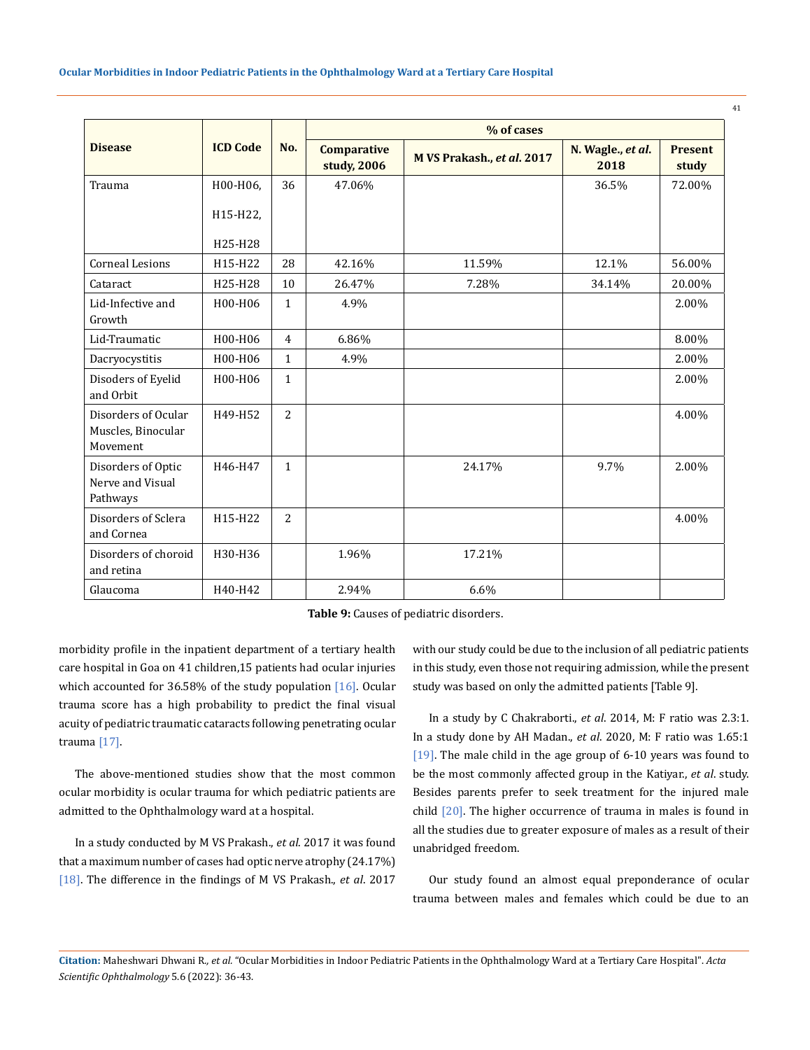| Disease | ICD Code | No. | % of cases | | | |
|---|---|---|---|---|---|---|
| | | | Comparative study, 2006 | M VS Prakash., *et al.* 2017 | N. Wagle., *et al.* 2018 | Present study |
| Trauma | H00-H06, H15-H22, H25-H28 | 36 | 47.06% | | 36.5% | 72.00% |
| Corneal Lesions | H15-H22 | 28 | 42.16% | 11.59% | 12.1% | 56.00% |
| Cataract | H25-H28 | 10 | 26.47% | 7.28% | 34.14% | 20.00% |
| Lid-Infective and Growth | H00-H06 | 1 | 4.9% | | | 2.00% |
| Lid-Traumatic | H00-H06 | 4 | 6.86% | | | 8.00% |
| Dacryocystitis | H00-H06 | 1 | 4.9% | | | 2.00% |
| Disoders of Eyelid and Orbit | H00-H06 | 1 | | | | 2.00% |
| Disorders of Ocular Muscles, Binocular Movement | H49-H52 | 2 | | | | 4.00% |
| Disorders of Optic Nerve and Visual Pathways | H46-H47 | 1 | | 24.17% | 9.7% | 2.00% |
| Disorders of Sclera and Cornea | H15-H22 | 2 | | | | 4.00% |
| Disorders of choroid and retina | H30-H36 | | 1.96% | 17.21% | | |
| Glaucoma | H40-H42 | | 2.94% | 6.6% | | |

**Table 9:** Causes of pediatric disorders.

morbidity profile in the inpatient department of a tertiary health care hospital in Goa on 41 children,15 patients had ocular injuries which accounted for 36.58% of the study population [16]. Ocular trauma score has a high probability to predict the final visual acuity of pediatric traumatic cataracts following penetrating ocular trauma [17].

The above-mentioned studies show that the most common ocular morbidity is ocular trauma for which pediatric patients are admitted to the Ophthalmology ward at a hospital.

In a study conducted by M VS Prakash., *et al*. 2017 it was found that a maximum number of cases had optic nerve atrophy (24.17%) [18]. The difference in the findings of M VS Prakash., *et al*. 2017 with our study could be due to the inclusion of all pediatric patients in this study, even those not requiring admission, while the present study was based on only the admitted patients [Table 9].

In a study by C Chakraborti., *et al*. 2014, M: F ratio was 2.3:1. In a study done by AH Madan., *et al*. 2020, M: F ratio was 1.65:1 [19]. The male child in the age group of 6-10 years was found to be the most commonly affected group in the Katiyar., *et al*. study. Besides parents prefer to seek treatment for the injured male child [20]. The higher occurrence of trauma in males is found in all the studies due to greater exposure of males as a result of their unabridged freedom.

Our study found an almost equal preponderance of ocular trauma between males and females which could be due to an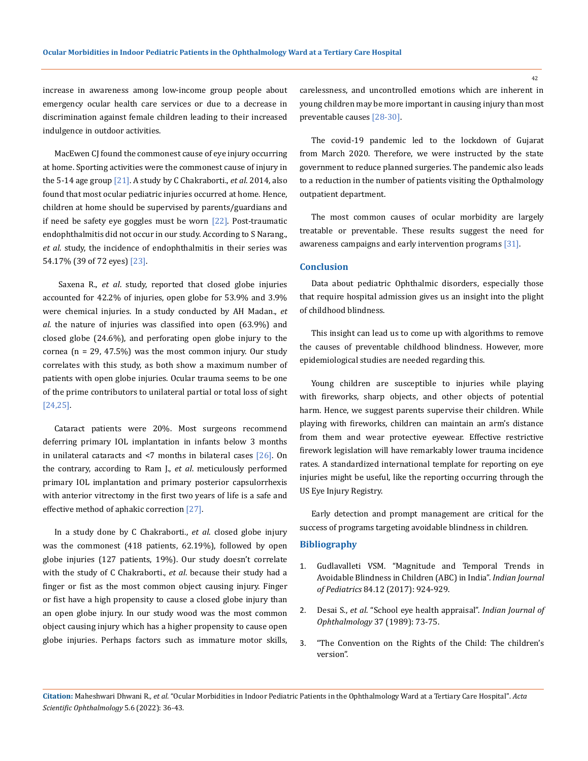increase in awareness among low-income group people about emergency ocular health care services or due to a decrease in discrimination against female children leading to their increased indulgence in outdoor activities.

MacEwen CJ found the commonest cause of eye injury occurring at home. Sporting activities were the commonest cause of injury in the 5-14 age group [21]. A study by C Chakraborti., *et al*. 2014, also found that most ocular pediatric injuries occurred at home. Hence, children at home should be supervised by parents/guardians and if need be safety eye goggles must be worn [22]. Post-traumatic endophthalmitis did not occur in our study. According to S Narang., *et al*. study, the incidence of endophthalmitis in their series was 54.17% (39 of 72 eyes) [23].

Saxena R., *et al*. study, reported that closed globe injuries accounted for 42.2% of injuries, open globe for 53.9% and 3.9% were chemical injuries. In a study conducted by AH Madan., *et al*. the nature of injuries was classified into open (63.9%) and closed globe (24.6%), and perforating open globe injury to the cornea (n = 29, 47.5%) was the most common injury. Our study correlates with this study, as both show a maximum number of patients with open globe injuries. Ocular trauma seems to be one of the prime contributors to unilateral partial or total loss of sight [24,25].

Cataract patients were 20%. Most surgeons recommend deferring primary IOL implantation in infants below 3 months in unilateral cataracts and <7 months in bilateral cases [26]. On the contrary, according to Ram J., *et al*. meticulously performed primary IOL implantation and primary posterior capsulorrhexis with anterior vitrectomy in the first two years of life is a safe and effective method of aphakic correction [27].

In a study done by C Chakraborti., *et al*. closed globe injury was the commonest (418 patients, 62.19%), followed by open globe injuries (127 patients, 19%). Our study doesn't correlate with the study of C Chakraborti., *et al*. because their study had a finger or fist as the most common object causing injury. Finger or fist have a high propensity to cause a closed globe injury than an open globe injury. In our study wood was the most common object causing injury which has a higher propensity to cause open globe injuries. Perhaps factors such as immature motor skills, carelessness, and uncontrolled emotions which are inherent in young children may be more important in causing injury than most preventable causes [28-30].

The covid-19 pandemic led to the lockdown of Gujarat from March 2020. Therefore, we were instructed by the state government to reduce planned surgeries. The pandemic also leads to a reduction in the number of patients visiting the Opthalmology outpatient department.

The most common causes of ocular morbidity are largely treatable or preventable. These results suggest the need for awareness campaigns and early intervention programs [31].

## Conclusion

Data about pediatric Ophthalmic disorders, especially those that require hospital admission gives us an insight into the plight of childhood blindness.

This insight can lead us to come up with algorithms to remove the causes of preventable childhood blindness. However, more epidemiological studies are needed regarding this.

Young children are susceptible to injuries while playing with fireworks, sharp objects, and other objects of potential harm. Hence, we suggest parents supervise their children. While playing with fireworks, children can maintain an arm's distance from them and wear protective eyewear. Effective restrictive firework legislation will have remarkably lower trauma incidence rates. A standardized international template for reporting on eye injuries might be useful, like the reporting occurring through the US Eye Injury Registry.

Early detection and prompt management are critical for the success of programs targeting avoidable blindness in children.

## Bibliography

1. Gudlavalleti VSM. "Magnitude and Temporal Trends in Avoidable Blindness in Children (ABC) in India". *Indian Journal of Pediatrics* 84.12 (2017): 924-929.
2. Desai S., *et al*. "School eye health appraisal". *Indian Journal of Ophthalmology* 37 (1989): 73-75.
3. "The Convention on the Rights of the Child: The children's version".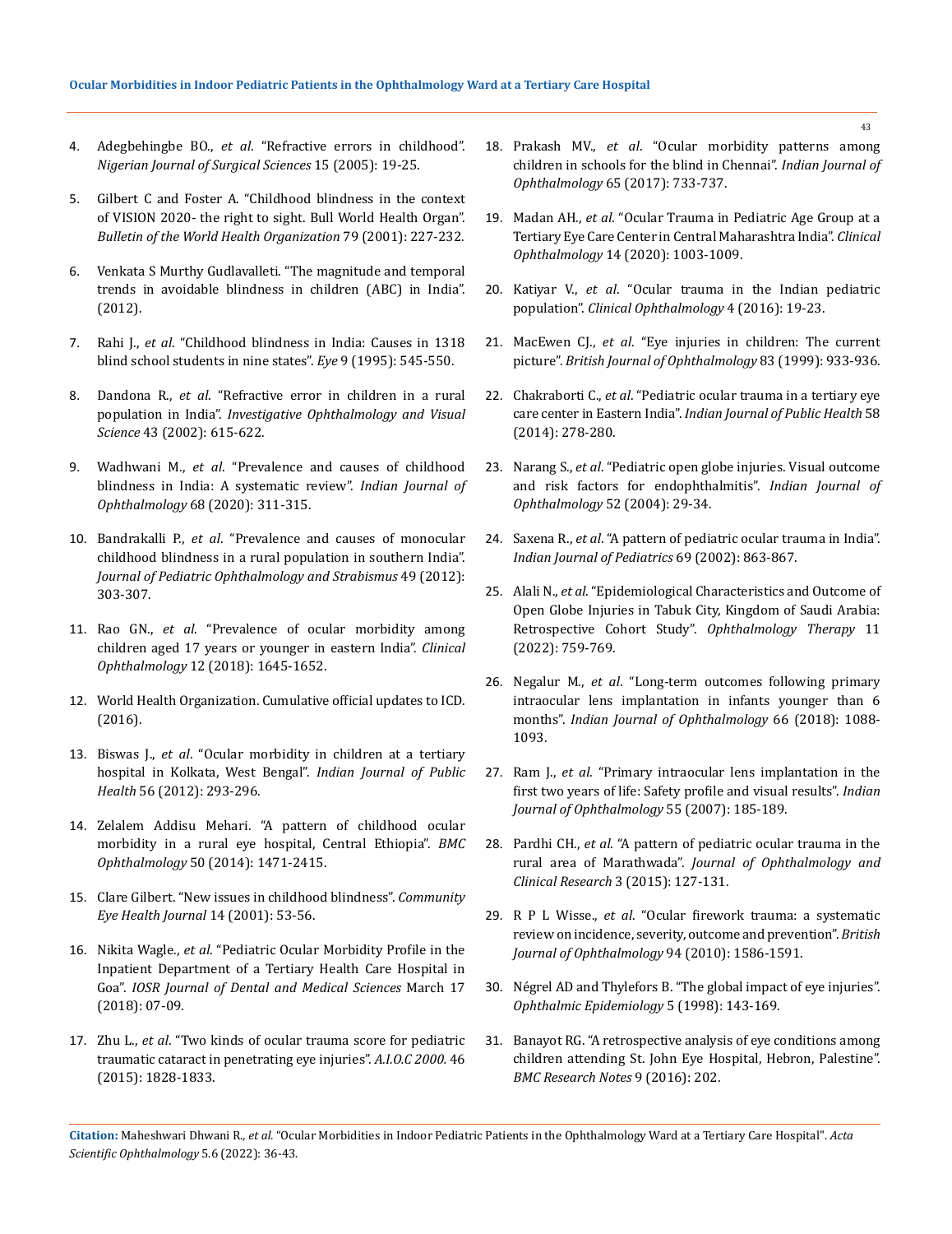4. Adegbehingbe BO., *et al*. "Refractive errors in childhood". *Nigerian Journal of Surgical Sciences* 15 (2005): 19-25.
5. Gilbert C and Foster A. "Childhood blindness in the context of VISION 2020- the right to sight. Bull World Health Organ". *Bulletin of the World Health Organization* 79 (2001): 227-232.
6. Venkata S Murthy Gudlavalleti. "The magnitude and temporal trends in avoidable blindness in children (ABC) in India". (2012).
7. Rahi J., *et al*. "Childhood blindness in India: Causes in 1318 blind school students in nine states". *Eye* 9 (1995): 545-550.
8. Dandona R., *et al*. "Refractive error in children in a rural population in India". *Investigative Ophthalmology and Visual Science* 43 (2002): 615-622.
9. Wadhwani M., *et al*. "Prevalence and causes of childhood blindness in India: A systematic review". *Indian Journal of Ophthalmology* 68 (2020): 311-315.
10. Bandrakalli P., *et al*. "Prevalence and causes of monocular childhood blindness in a rural population in southern India". *Journal of Pediatric Ophthalmology and Strabismus* 49 (2012): 303-307.
11. Rao GN., *et al*. "Prevalence of ocular morbidity among children aged 17 years or younger in eastern India". *Clinical Ophthalmology* 12 (2018): 1645-1652.
12. World Health Organization. Cumulative official updates to ICD. (2016).
13. Biswas J., *et al*. "Ocular morbidity in children at a tertiary hospital in Kolkata, West Bengal". *Indian Journal of Public Health* 56 (2012): 293-296.
14. Zelalem Addisu Mehari. "A pattern of childhood ocular morbidity in a rural eye hospital, Central Ethiopia". *BMC Ophthalmology* 50 (2014): 1471-2415.
15. Clare Gilbert. "New issues in childhood blindness". *Community Eye Health Journal* 14 (2001): 53-56.
16. Nikita Wagle., *et al*. "Pediatric Ocular Morbidity Profile in the Inpatient Department of a Tertiary Health Care Hospital in Goa". *IOSR Journal of Dental and Medical Sciences* March 17 (2018): 07-09.
17. Zhu L., *et al*. "Two kinds of ocular trauma score for pediatric traumatic cataract in penetrating eye injuries". *A.I.O.C 2000.* 46 (2015): 1828-1833.
18. Prakash MV., *et al*. "Ocular morbidity patterns among children in schools for the blind in Chennai". *Indian Journal of Ophthalmology* 65 (2017): 733-737.
19. Madan AH., *et al*. "Ocular Trauma in Pediatric Age Group at a Tertiary Eye Care Center in Central Maharashtra India". *Clinical Ophthalmology* 14 (2020): 1003-1009.
20. Katiyar V., *et al*. "Ocular trauma in the Indian pediatric population". *Clinical Ophthalmology* 4 (2016): 19-23.
21. MacEwen CJ., *et al*. "Eye injuries in children: The current picture". *British Journal of Ophthalmology* 83 (1999): 933-936.
22. Chakraborti C., *et al*. "Pediatric ocular trauma in a tertiary eye care center in Eastern India". *Indian Journal of Public Health* 58 (2014): 278-280.
23. Narang S., *et al*. "Pediatric open globe injuries. Visual outcome and risk factors for endophthalmitis". *Indian Journal of Ophthalmology* 52 (2004): 29-34.
24. Saxena R., *et al*. "A pattern of pediatric ocular trauma in India". *Indian Journal of Pediatrics* 69 (2002): 863-867.
25. Alali N., *et al*. "Epidemiological Characteristics and Outcome of Open Globe Injuries in Tabuk City, Kingdom of Saudi Arabia: Retrospective Cohort Study". *Ophthalmology Therapy* 11 (2022): 759-769.
26. Negalur M., *et al*. "Long-term outcomes following primary intraocular lens implantation in infants younger than 6 months". *Indian Journal of Ophthalmology* 66 (2018): 1088-1093.
27. Ram J., *et al*. "Primary intraocular lens implantation in the first two years of life: Safety profile and visual results". *Indian Journal of Ophthalmology* 55 (2007): 185-189.
28. Pardhi CH., *et al*. "A pattern of pediatric ocular trauma in the rural area of Marathwada". *Journal of Ophthalmology and Clinical Research* 3 (2015): 127-131.
29. R P L Wisse., *et al*. "Ocular firework trauma: a systematic review on incidence, severity, outcome and prevention". *British Journal of Ophthalmology* 94 (2010): 1586-1591.
30. Négrel AD and Thylefors B. "The global impact of eye injuries". *Ophthalmic Epidemiology* 5 (1998): 143-169.
31. Banayot RG. "A retrospective analysis of eye conditions among children attending St. John Eye Hospital, Hebron, Palestine". *BMC Research Notes* 9 (2016): 202.